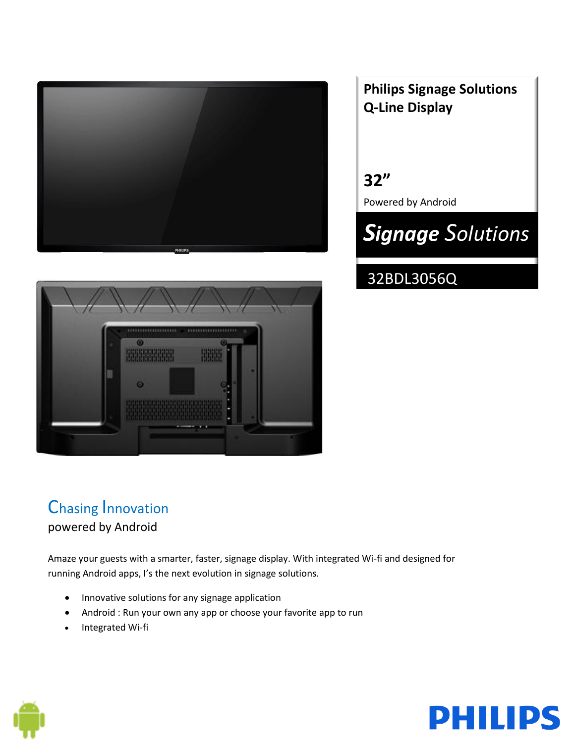# Philips Signage Solutions Q-Line Display

## 32”

Powered by Android

**Signage Solutions**

32BDL3056Q

## Chasing Innovation

powered by Android

Amaze your guests with a smarter, faster, signage display. With integrated Wi-fi and designed for running Android apps, I’s the next evolution in signage solutions.

- Innovative solutions for any signage application
- Android : Run your own any app or choose your favorite app to run
- Integrated Wi-fi

PHILIPS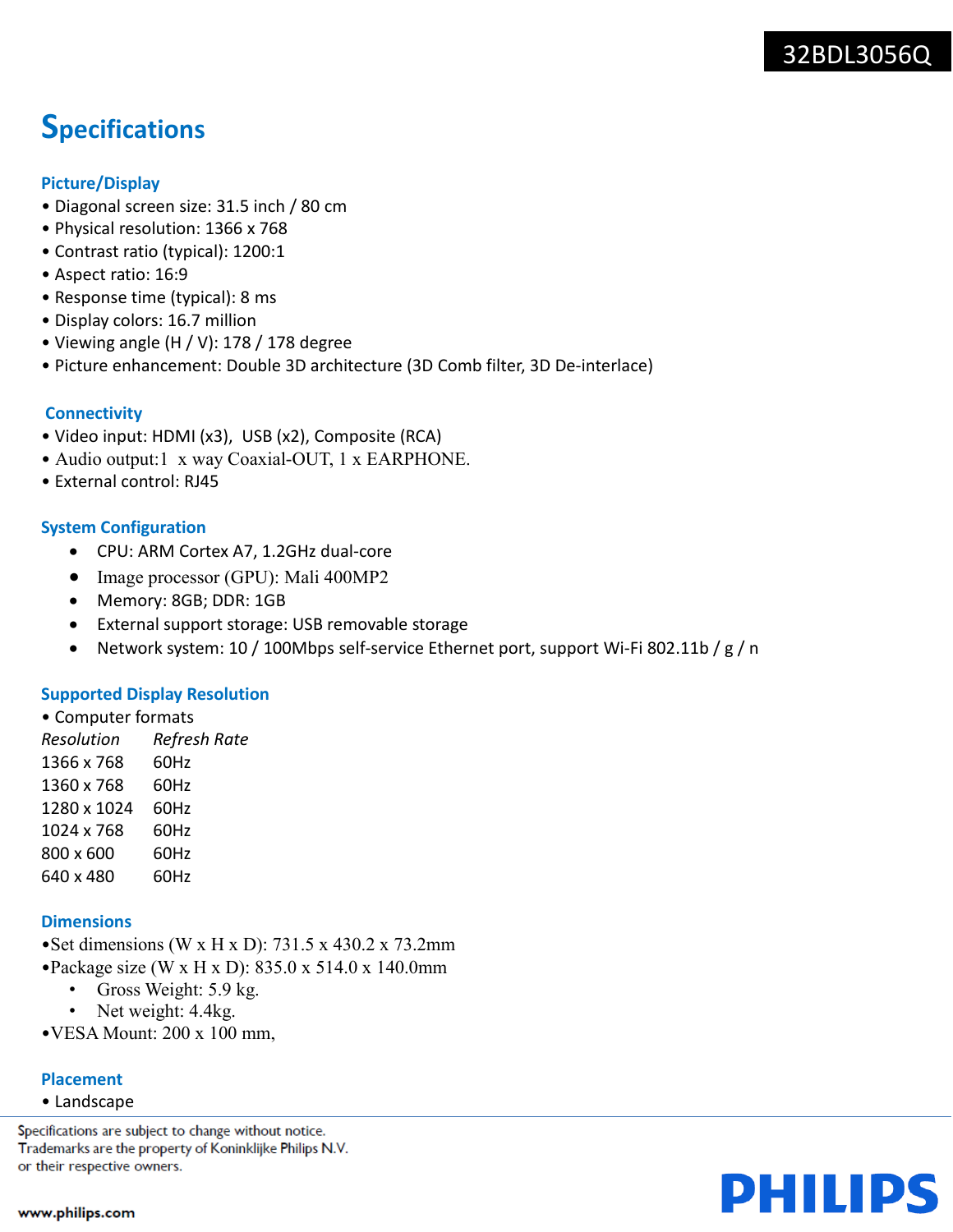32BDL3056Q

# Specifications

## Picture/Display

- Diagonal screen size: 31.5 inch / 80 cm
- Physical resolution: 1366 x 768
- Contrast ratio (typical): 1200:1
- Aspect ratio: 16:9
- Response time (typical): 8 ms
- Display colors: 16.7 million
- Viewing angle (H / V): 178 / 178 degree
- Picture enhancement: Double 3D architecture (3D Comb filter, 3D De-interlace)

## Connectivity

- Video input: HDMI (x3), USB (x2), Composite (RCA)
- Audio output:1 x way Coaxial-OUT, 1 x EARPHONE.
- External control: RJ45

## System Configuration

- CPU: ARM Cortex A7, 1.2GHz dual-core
- Image processor (GPU): Mali 400MP2
- Memory: 8GB; DDR: 1GB
- External support storage: USB removable storage
- Network system: 10 / 100Mbps self-service Ethernet port, support Wi-Fi 802.11b / g / n

## Supported Display Resolution

- Computer formats

| *Resolution* | *Refresh Rate* |
|---|---|
| 1366 x 768 | 60Hz |
| 1360 x 768 | 60Hz |
| 1280 x 1024 | 60Hz |
| 1024 x 768 | 60Hz |
| 800 x 600 | 60Hz |
| 640 x 480 | 60Hz |

## Dimensions

- Set dimensions (W x H x D): 731.5 x 430.2 x 73.2mm
- Package size (W x H x D): 835.0 x 514.0 x 140.0mm
    - Gross Weight: 5.9 kg.
    - Net weight: 4.4kg.
- VESA Mount: 200 x 100 mm,

## Placement

- Landscape

Specifications are subject to change without notice.
Trademarks are the property of Koninklijke Philips N.V.
or their respective owners.

www.philips.com

PHILIPS